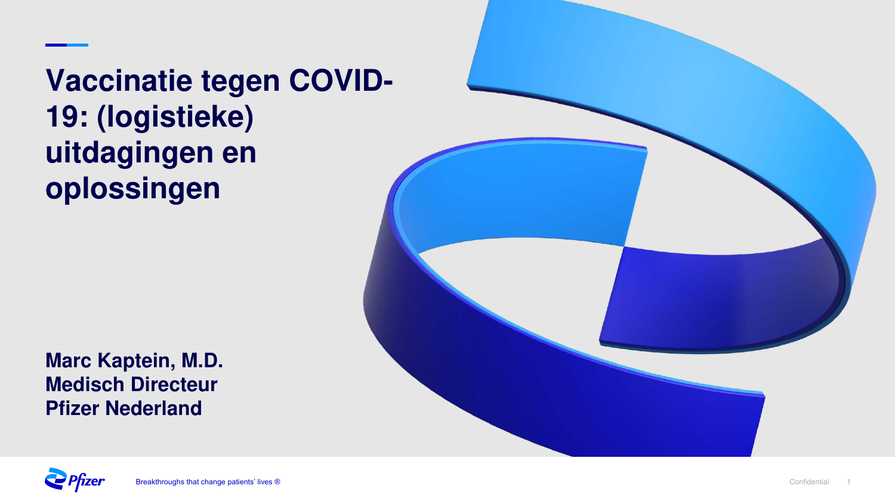# Vaccinatie tegen COVID-19: (logistieke) uitdagingen en oplossingen

**Marc Kaptein, M.D.**
**Medisch Directeur**
**Pfizer Nederland**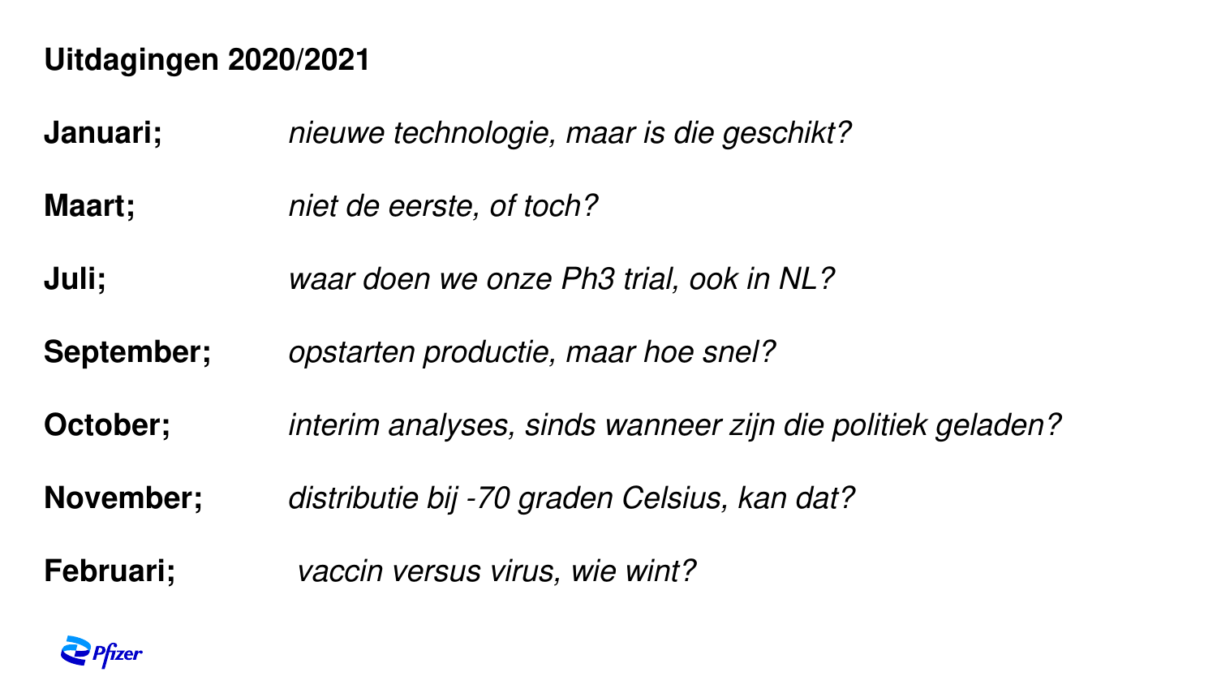## Uitdagingen 2020/2021

**Januari;** *nieuwe technologie, maar is die geschikt?*

**Maart;** *niet de eerste, of toch?*

**Juli;** *waar doen we onze Ph3 trial, ook in NL?*

**September;** *opstarten productie, maar hoe snel?*

**October;** *interim analyses, sinds wanneer zijn die politiek geladen?*

**November;** *distributie bij -70 graden Celsius, kan dat?*

**Februari;** *vaccin versus virus, wie wint?*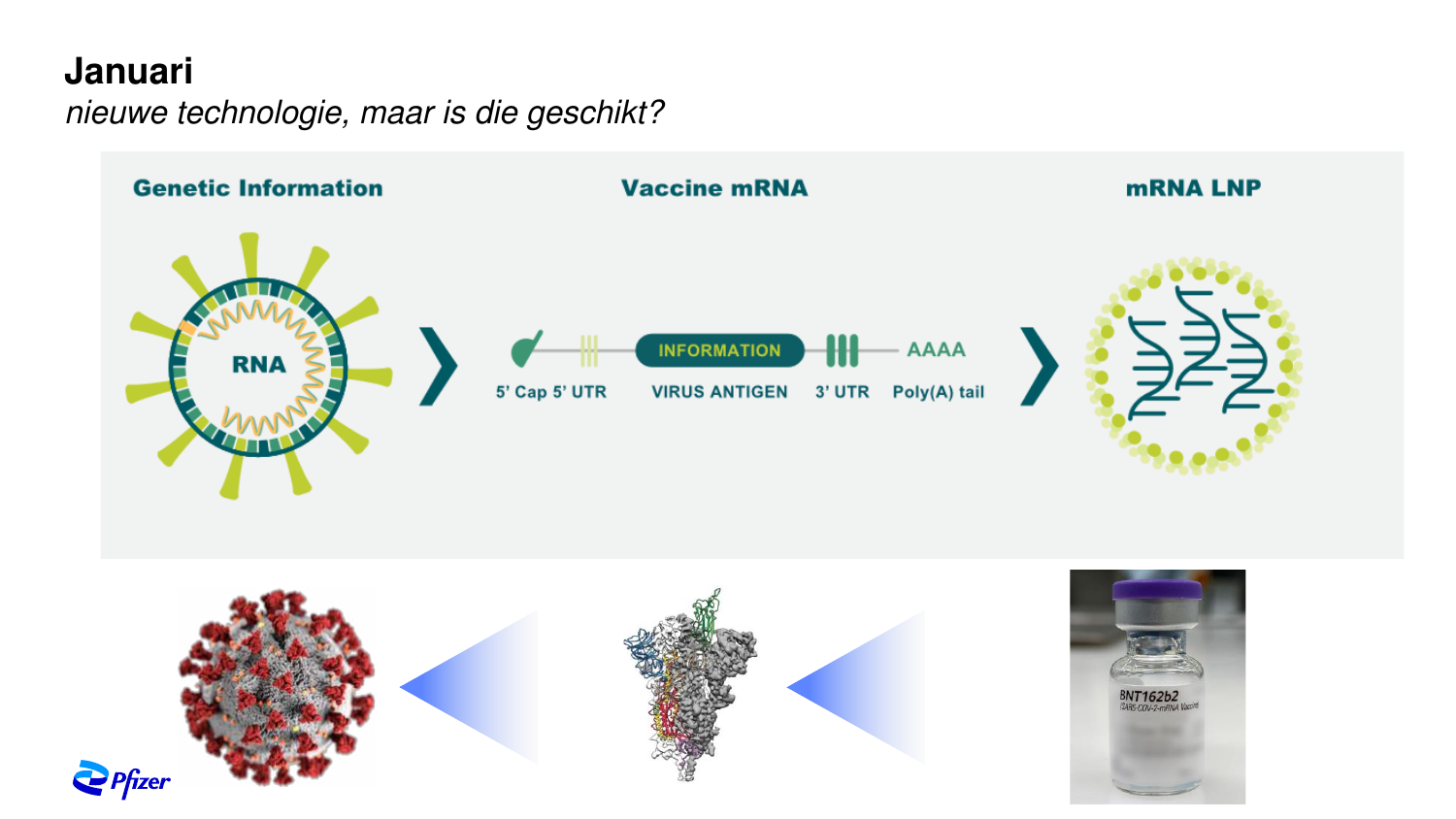# Januari

*nieuwe technologie, maar is die geschikt?*

Genetic Information

RNA

Vaccine mRNA

INFORMATION

5' Cap 5' UTR

VIRUS ANTIGEN

3' UTR

AAAA

Poly(A) tail

mRNA LNP

BNT162b2
(SARS-COV-2-mRNA Vaccine)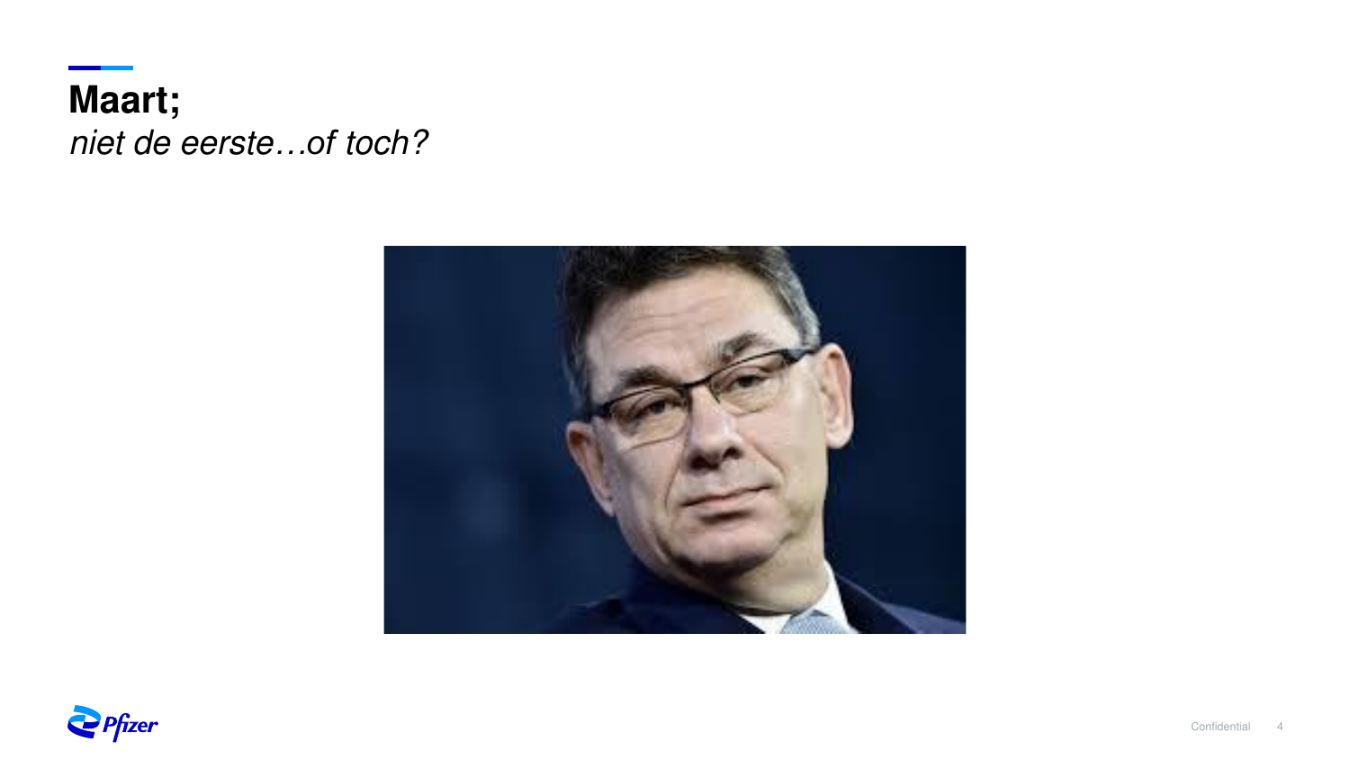# Maart;

*niet de eerste…of toch?*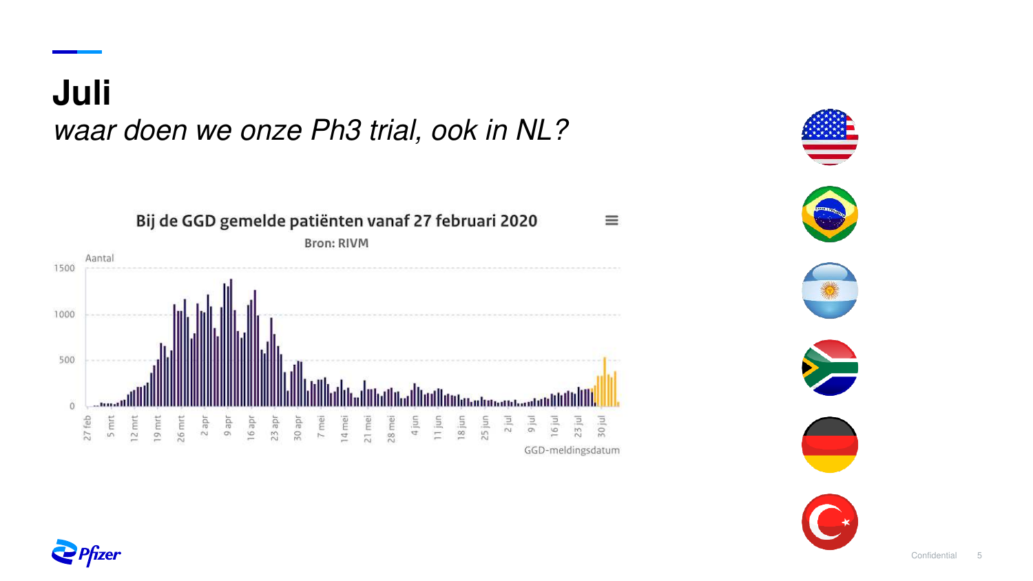# Juli

*waar doen we onze Ph3 trial, ook in NL?*

**Bij de GGD gemelde patiënten vanaf 27 februari 2020**

Bron: RIVM

Aantal

1500

1000

500

0

27 feb, 5 mrt, 12 mrt, 19 mrt, 26 mrt, 2 apr, 9 apr, 16 apr, 23 apr, 30 apr, 7 mei, 14 mei, 21 mei, 28 mei, 4 jun, 11 jun, 18 jun, 25 jun, 2 jul, 9 jul, 16 jul, 23 jul, 30 jul

GGD-meldingsdatum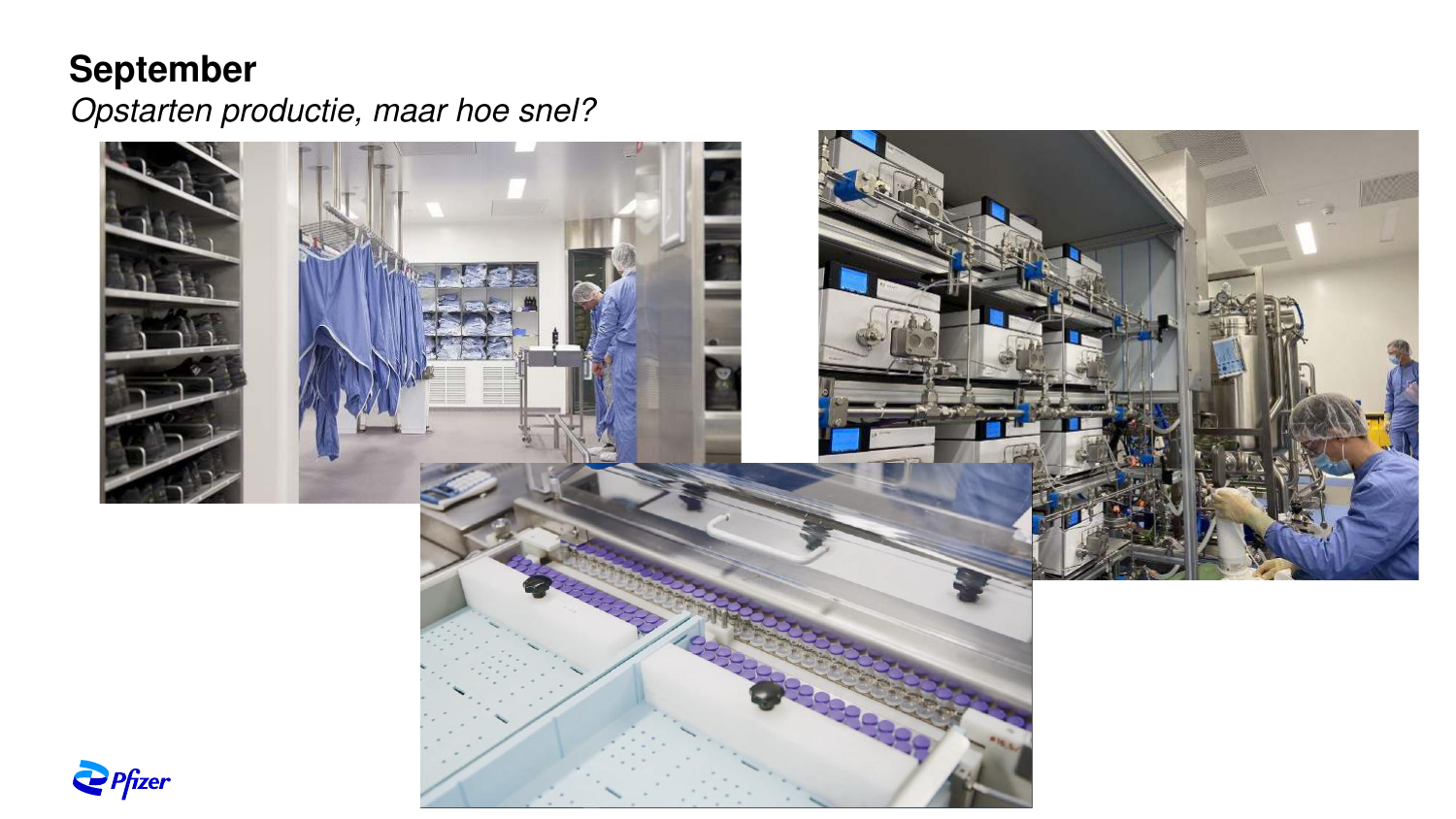## September

*Opstarten productie, maar hoe snel?*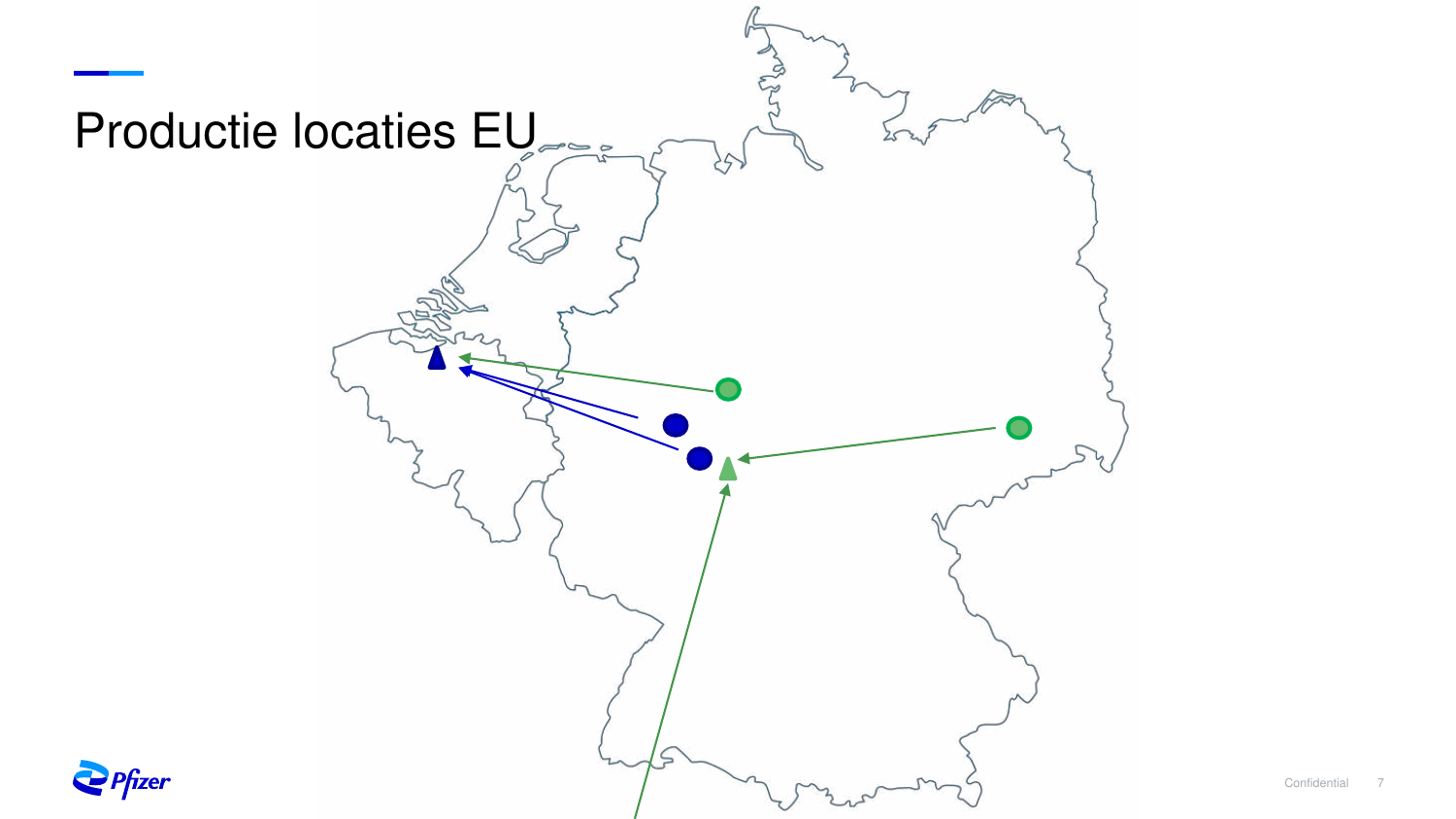# Productie locaties EU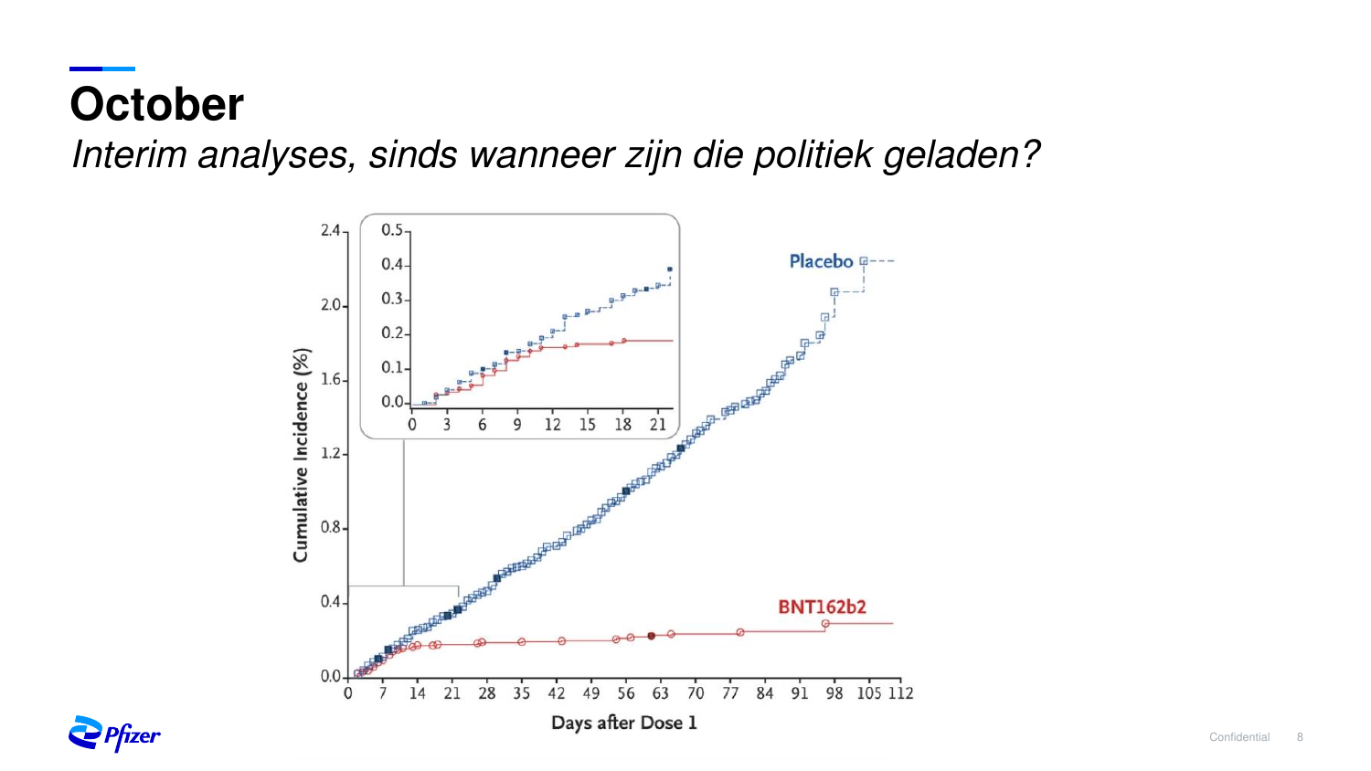# October

*Interim analyses, sinds wanneer zijn die politiek geladen?*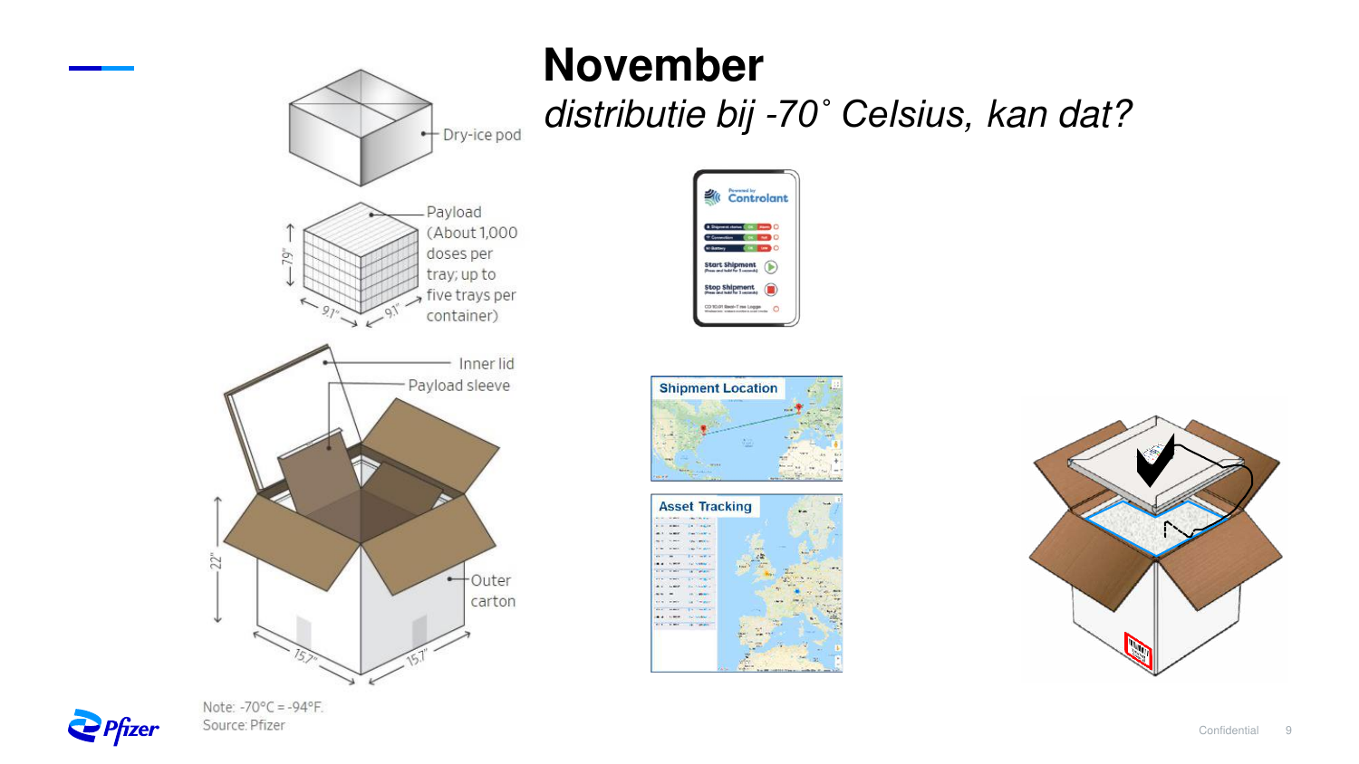# November

*distributie bij -70˚ Celsius, kan dat?*

Dry-ice pod

Payload (About 1,000 doses per tray; up to five trays per container)

Inner lid

Payload sleeve

Outer carton

Note: -70°C = -94°F.
Source: Pfizer

Shipment Location

Asset Tracking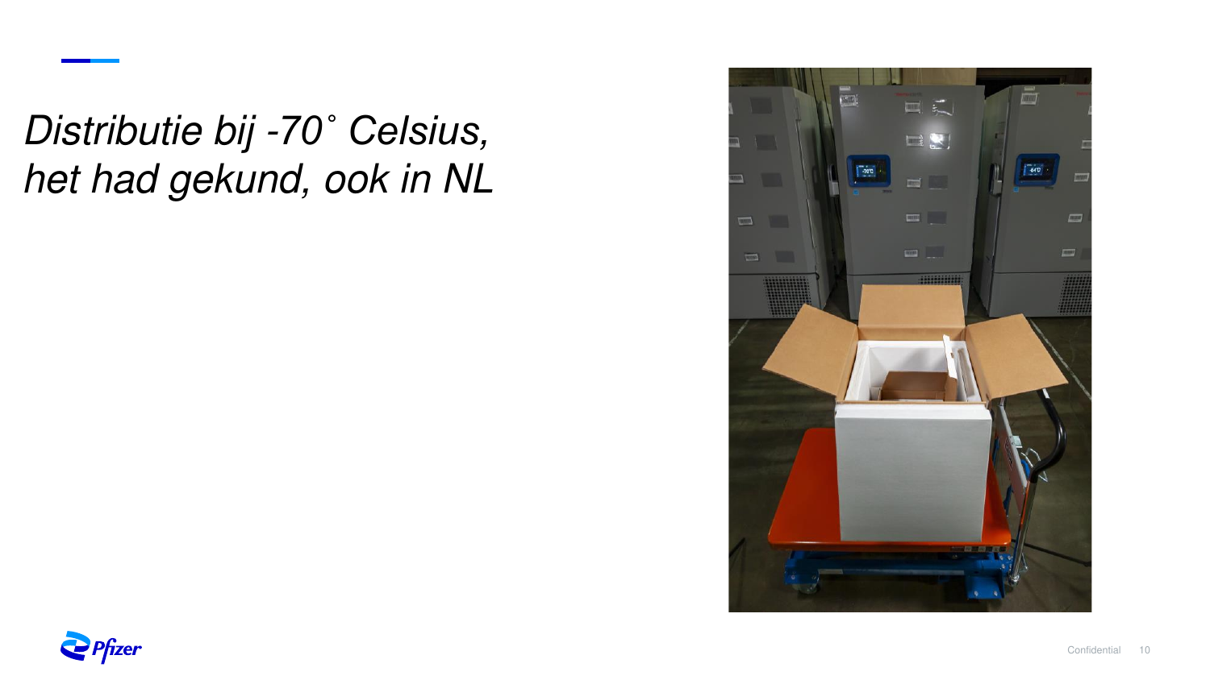# *Distributie bij -70˚ Celsius, het had gekund, ook in NL*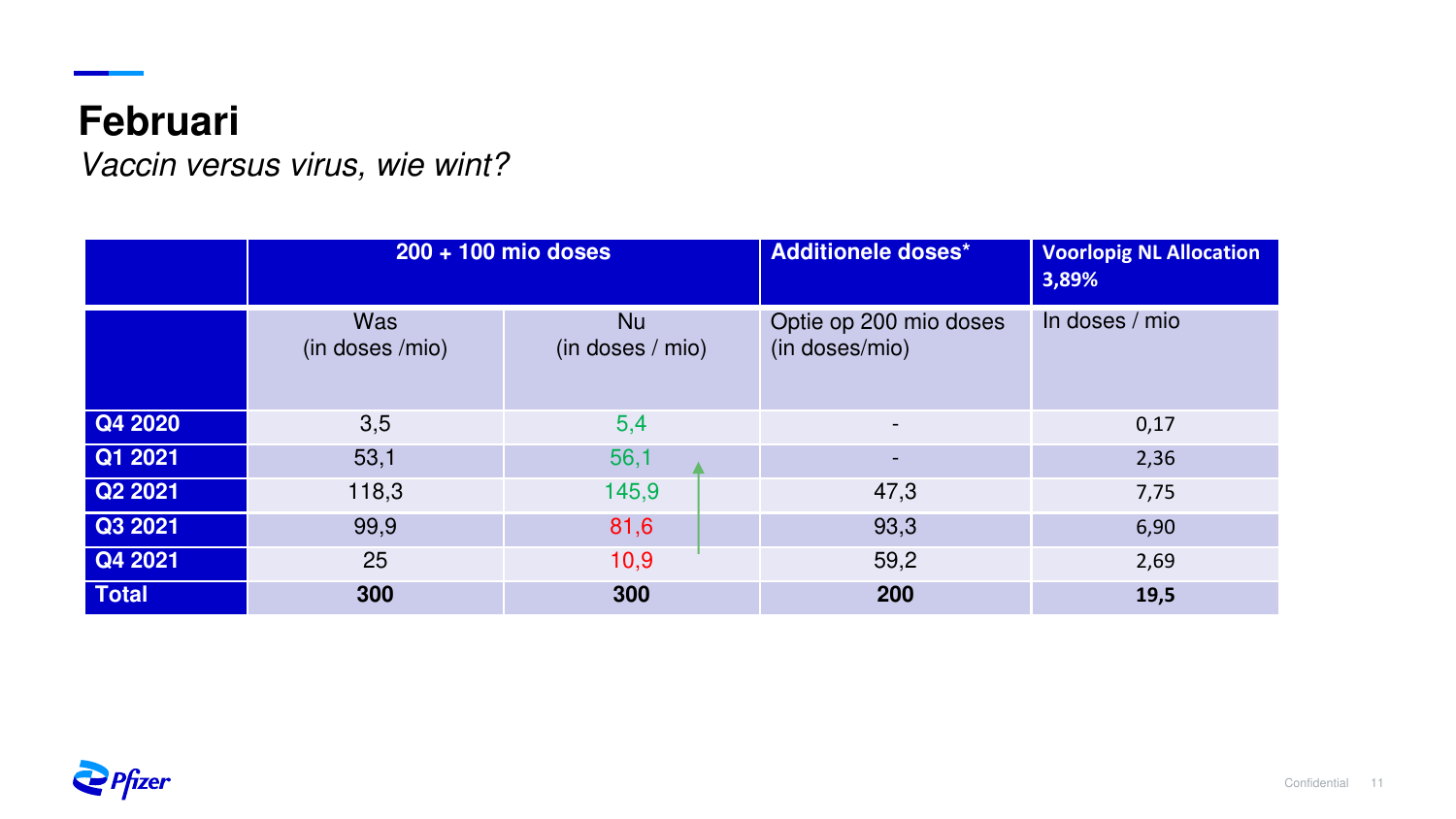# Februari

*Vaccin versus virus, wie wint?*

| | 200 + 100 mio doses | | Additionele doses* | Voorlopig NL Allocation 3,89% |
|---|---|---|---|---|
| | Was (in doses /mio) | Nu (in doses / mio) | Optie op 200 mio doses (in doses/mio) | In doses / mio |
| **Q4 2020** | 3,5 | 5,4 | - | 0,17 |
| **Q1 2021** | 53,1 | 56,1 | - | 2,36 |
| **Q2 2021** | 118,3 | 145,9 | 47,3 | 7,75 |
| **Q3 2021** | 99,9 | 81,6 | 93,3 | 6,90 |
| **Q4 2021** | 25 | 10,9 | 59,2 | 2,69 |
| **Total** | **300** | **300** | **200** | **19,5** |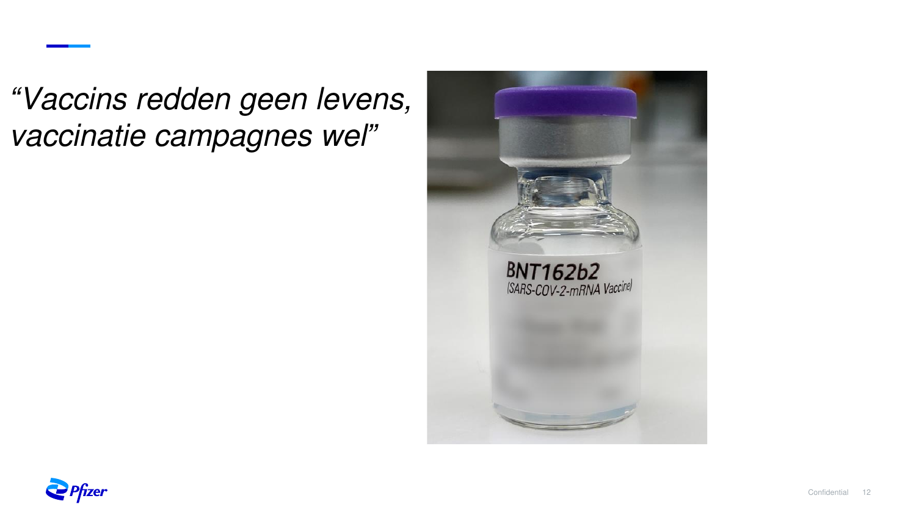*"Vaccins redden geen levens, vaccinatie campagnes wel"*

BNT162b2
(SARS-COV-2-mRNA Vaccine)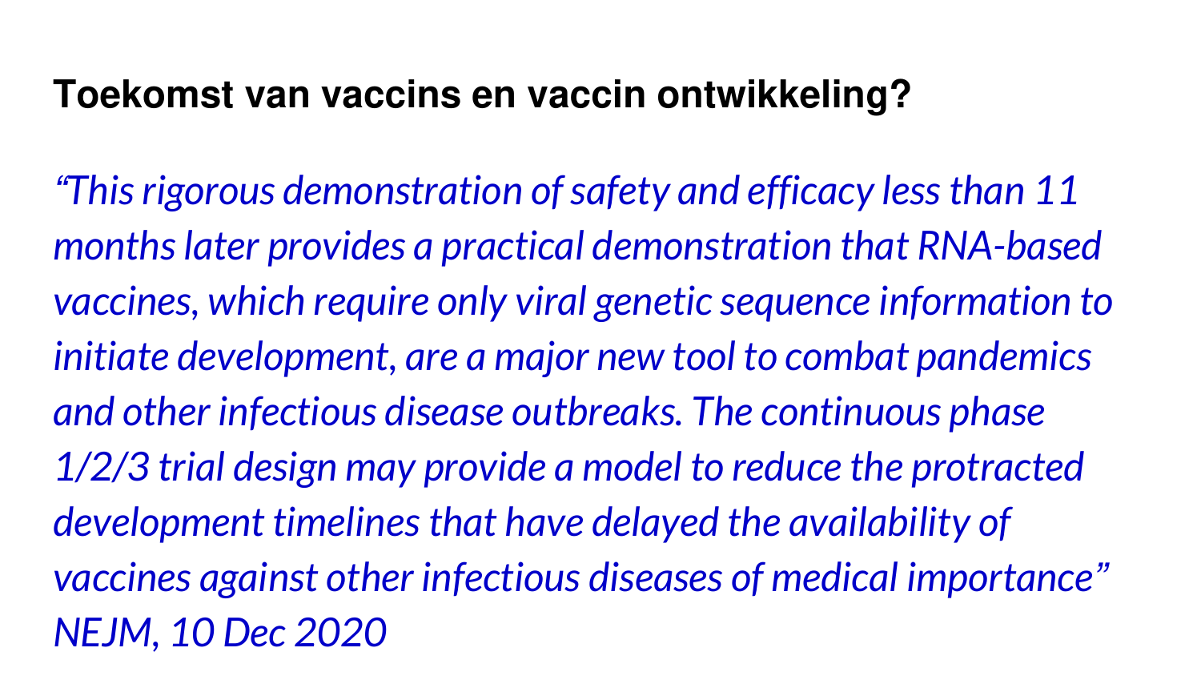## Toekomst van vaccins en vaccin ontwikkeling?

*“This rigorous demonstration of safety and efficacy less than 11 months later provides a practical demonstration that RNA-based vaccines, which require only viral genetic sequence information to initiate development, are a major new tool to combat pandemics and other infectious disease outbreaks. The continuous phase 1/2/3 trial design may provide a model to reduce the protracted development timelines that have delayed the availability of vaccines against other infectious diseases of medical importance” NEJM, 10 Dec 2020*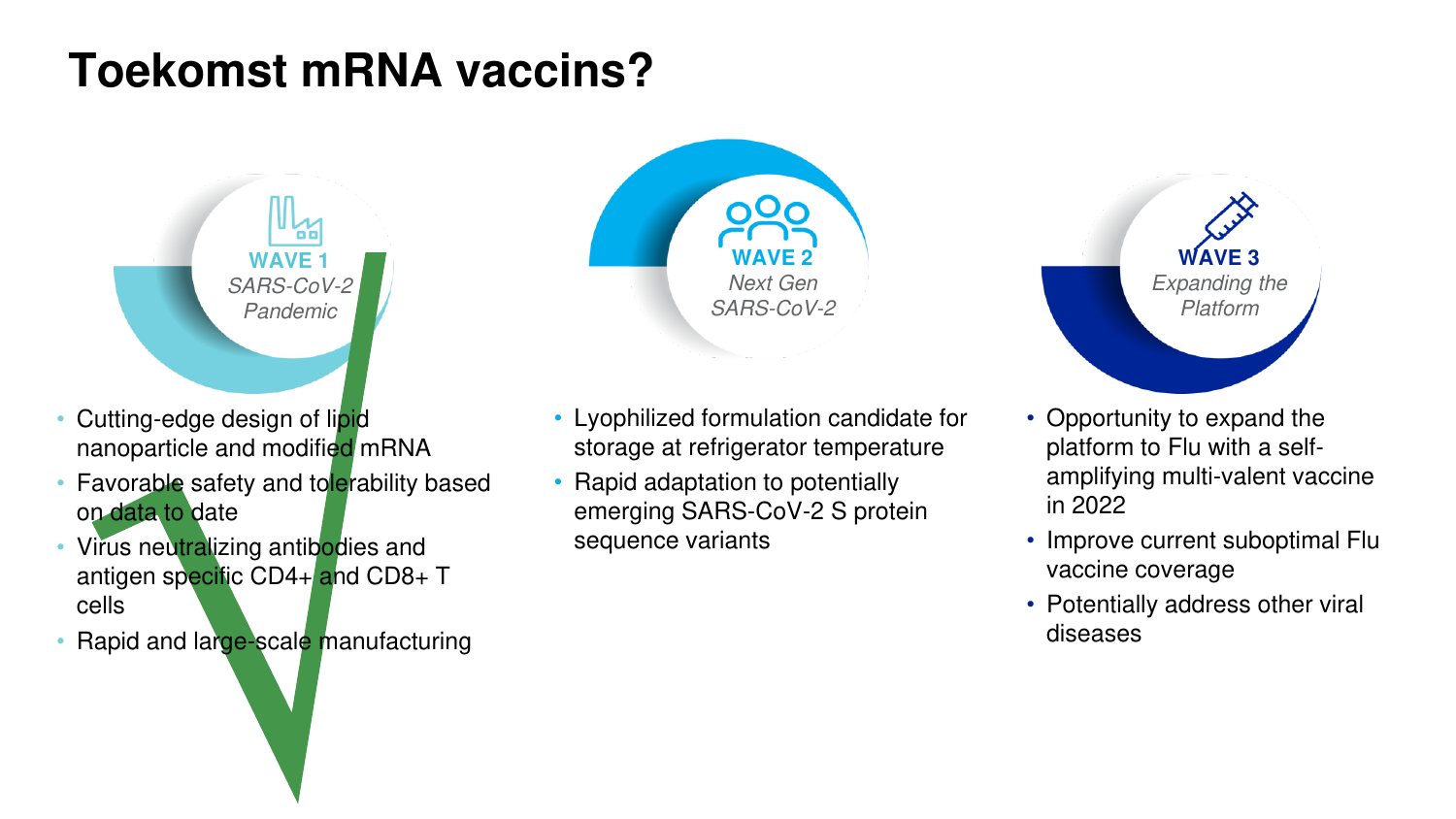# Toekomst mRNA vaccins?

**WAVE 1**
*SARS-CoV-2 Pandemic*

- Cutting-edge design of lipid nanoparticle and modified mRNA
- Favorable safety and tolerability based on data to date
- Virus neutralizing antibodies and antigen specific CD4+ and CD8+ T cells
- Rapid and large-scale manufacturing

**WAVE 2**
*Next Gen SARS-CoV-2*

- Lyophilized formulation candidate for storage at refrigerator temperature
- Rapid adaptation to potentially emerging SARS-CoV-2 S protein sequence variants

**WAVE 3**
*Expanding the Platform*

- Opportunity to expand the platform to Flu with a self-amplifying multi-valent vaccine in 2022
- Improve current suboptimal Flu vaccine coverage
- Potentially address other viral diseases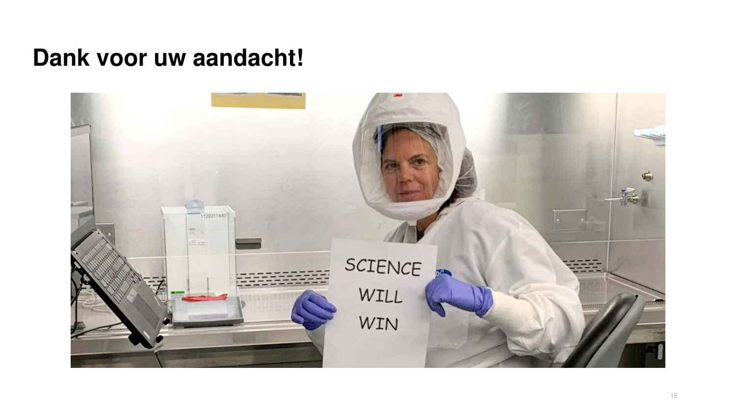# Dank voor uw aandacht!